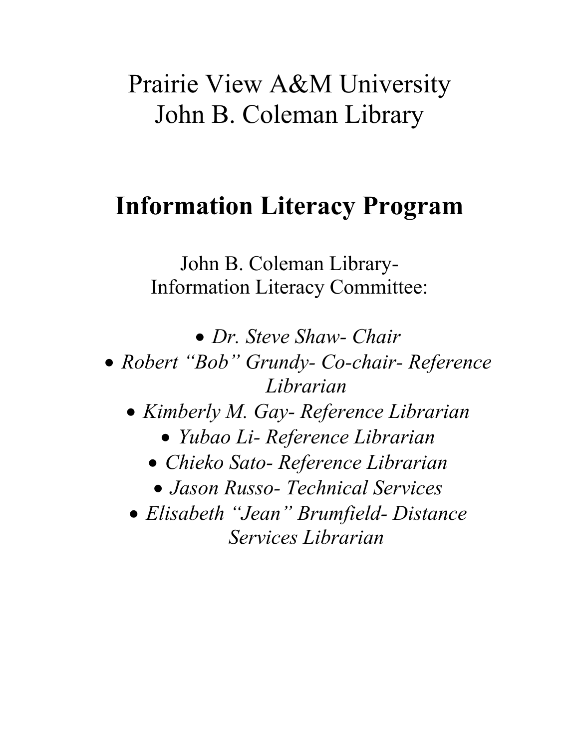Prairie View A&M University
John B. Coleman Library

# Information Literacy Program

John B. Coleman Library-
Information Literacy Committee:

- *Dr. Steve Shaw- Chair*
- *Robert "Bob" Grundy- Co-chair- Reference Librarian*
- *Kimberly M. Gay- Reference Librarian*
- *Yubao Li- Reference Librarian*
- *Chieko Sato- Reference Librarian*
- *Jason Russo- Technical Services*
- *Elisabeth "Jean" Brumfield- Distance Services Librarian*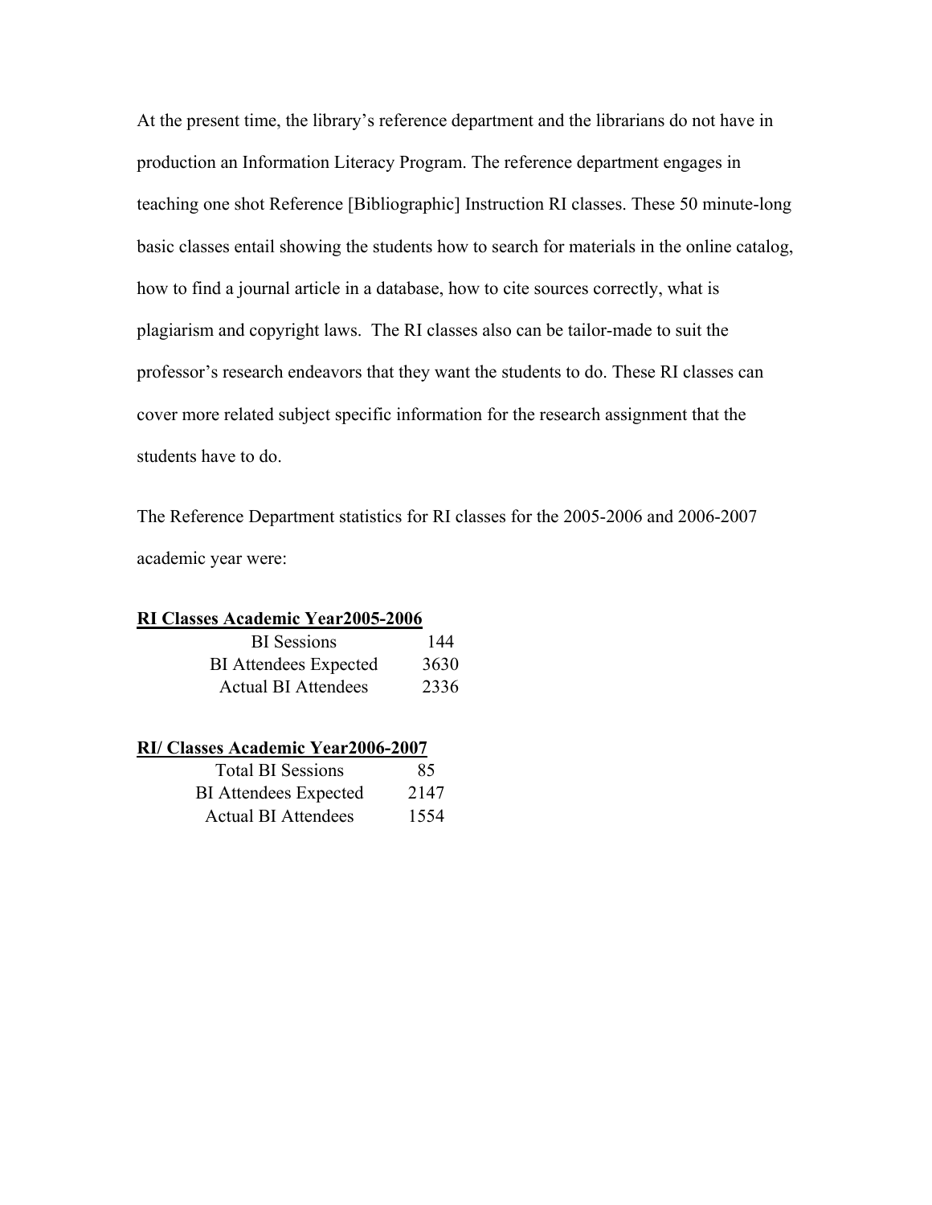At the present time, the library's reference department and the librarians do not have in production an Information Literacy Program. The reference department engages in teaching one shot Reference [Bibliographic] Instruction RI classes. These 50 minute-long basic classes entail showing the students how to search for materials in the online catalog, how to find a journal article in a database, how to cite sources correctly, what is plagiarism and copyright laws. The RI classes also can be tailor-made to suit the professor's research endeavors that they want the students to do. These RI classes can cover more related subject specific information for the research assignment that the students have to do.

The Reference Department statistics for RI classes for the 2005-2006 and 2006-2007 academic year were:

**RI Classes Academic Year2005-2006**

| | |
|---|---|
| BI Sessions | 144 |
| BI Attendees Expected | 3630 |
| Actual BI Attendees | 2336 |

**RI/ Classes Academic Year2006-2007**

| | |
|---|---|
| Total BI Sessions | 85 |
| BI Attendees Expected | 2147 |
| Actual BI Attendees | 1554 |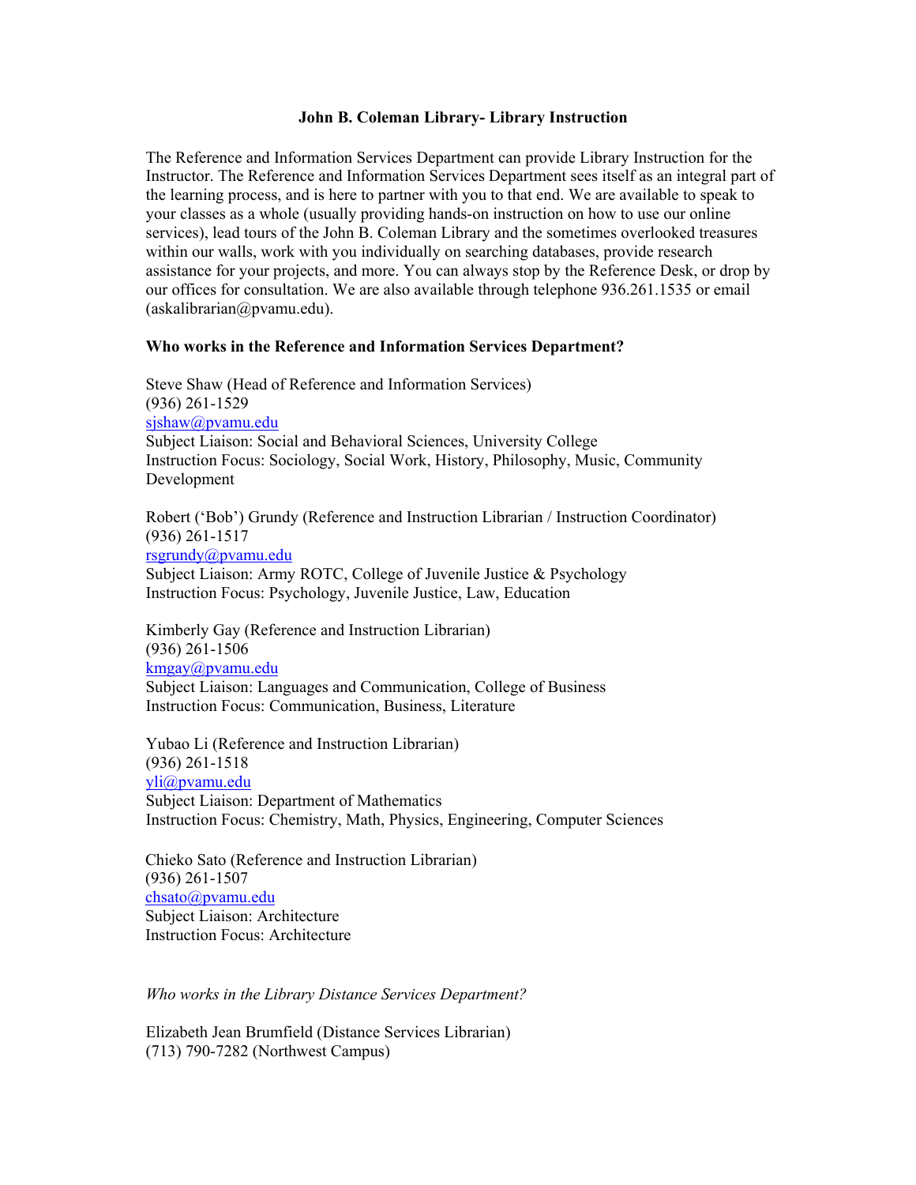**John B. Coleman Library- Library Instruction**

The Reference and Information Services Department can provide Library Instruction for the Instructor. The Reference and Information Services Department sees itself as an integral part of the learning process, and is here to partner with you to that end. We are available to speak to your classes as a whole (usually providing hands-on instruction on how to use our online services), lead tours of the John B. Coleman Library and the sometimes overlooked treasures within our walls, work with you individually on searching databases, provide research assistance for your projects, and more. You can always stop by the Reference Desk, or drop by our offices for consultation. We are also available through telephone 936.261.1535 or email (askalibrarian@pvamu.edu).

**Who works in the Reference and Information Services Department?**

Steve Shaw (Head of Reference and Information Services)
(936) 261-1529
sjshaw@pvamu.edu
Subject Liaison: Social and Behavioral Sciences, University College
Instruction Focus: Sociology, Social Work, History, Philosophy, Music, Community Development

Robert ('Bob') Grundy (Reference and Instruction Librarian / Instruction Coordinator)
(936) 261-1517
rsgrundy@pvamu.edu
Subject Liaison: Army ROTC, College of Juvenile Justice & Psychology
Instruction Focus: Psychology, Juvenile Justice, Law, Education

Kimberly Gay (Reference and Instruction Librarian)
(936) 261-1506
kmgay@pvamu.edu
Subject Liaison: Languages and Communication, College of Business
Instruction Focus: Communication, Business, Literature

Yubao Li (Reference and Instruction Librarian)
(936) 261-1518
yli@pvamu.edu
Subject Liaison: Department of Mathematics
Instruction Focus: Chemistry, Math, Physics, Engineering, Computer Sciences

Chieko Sato (Reference and Instruction Librarian)
(936) 261-1507
chsato@pvamu.edu
Subject Liaison: Architecture
Instruction Focus: Architecture

*Who works in the Library Distance Services Department?*

Elizabeth Jean Brumfield (Distance Services Librarian)
(713) 790-7282 (Northwest Campus)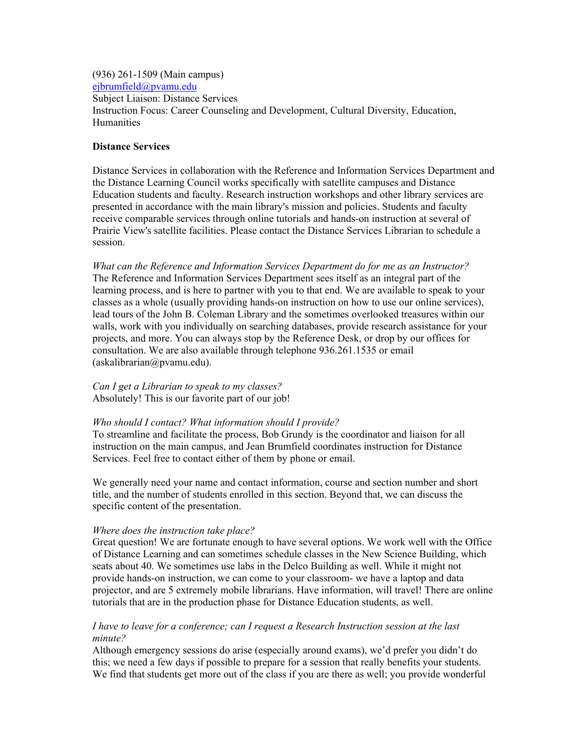(936) 261-1509 (Main campus)
ejbrumfield@pvamu.edu
Subject Liaison: Distance Services
Instruction Focus: Career Counseling and Development, Cultural Diversity, Education, Humanities

**Distance Services**

Distance Services in collaboration with the Reference and Information Services Department and the Distance Learning Council works specifically with satellite campuses and Distance Education students and faculty. Research instruction workshops and other library services are presented in accordance with the main library's mission and policies. Students and faculty receive comparable services through online tutorials and hands-on instruction at several of Prairie View's satellite facilities. Please contact the Distance Services Librarian to schedule a session.

*What can the Reference and Information Services Department do for me as an Instructor?*
The Reference and Information Services Department sees itself as an integral part of the learning process, and is here to partner with you to that end. We are available to speak to your classes as a whole (usually providing hands-on instruction on how to use our online services), lead tours of the John B. Coleman Library and the sometimes overlooked treasures within our walls, work with you individually on searching databases, provide research assistance for your projects, and more. You can always stop by the Reference Desk, or drop by our offices for consultation. We are also available through telephone 936.261.1535 or email (askalibrarian@pvamu.edu).

*Can I get a Librarian to speak to my classes?*
Absolutely! This is our favorite part of our job!

*Who should I contact? What information should I provide?*
To streamline and facilitate the process, Bob Grundy is the coordinator and liaison for all instruction on the main campus, and Jean Brumfield coordinates instruction for Distance Services. Feel free to contact either of them by phone or email.

We generally need your name and contact information, course and section number and short title, and the number of students enrolled in this section. Beyond that, we can discuss the specific content of the presentation.

*Where does the instruction take place?*
Great question! We are fortunate enough to have several options. We work well with the Office of Distance Learning and can sometimes schedule classes in the New Science Building, which seats about 40. We sometimes use labs in the Delco Building as well. While it might not provide hands-on instruction, we can come to your classroom- we have a laptop and data projector, and are 5 extremely mobile librarians. Have information, will travel! There are online tutorials that are in the production phase for Distance Education students, as well.

*I have to leave for a conference; can I request a Research Instruction session at the last minute?*
Although emergency sessions do arise (especially around exams), we'd prefer you didn't do this; we need a few days if possible to prepare for a session that really benefits your students. We find that students get more out of the class if you are there as well; you provide wonderful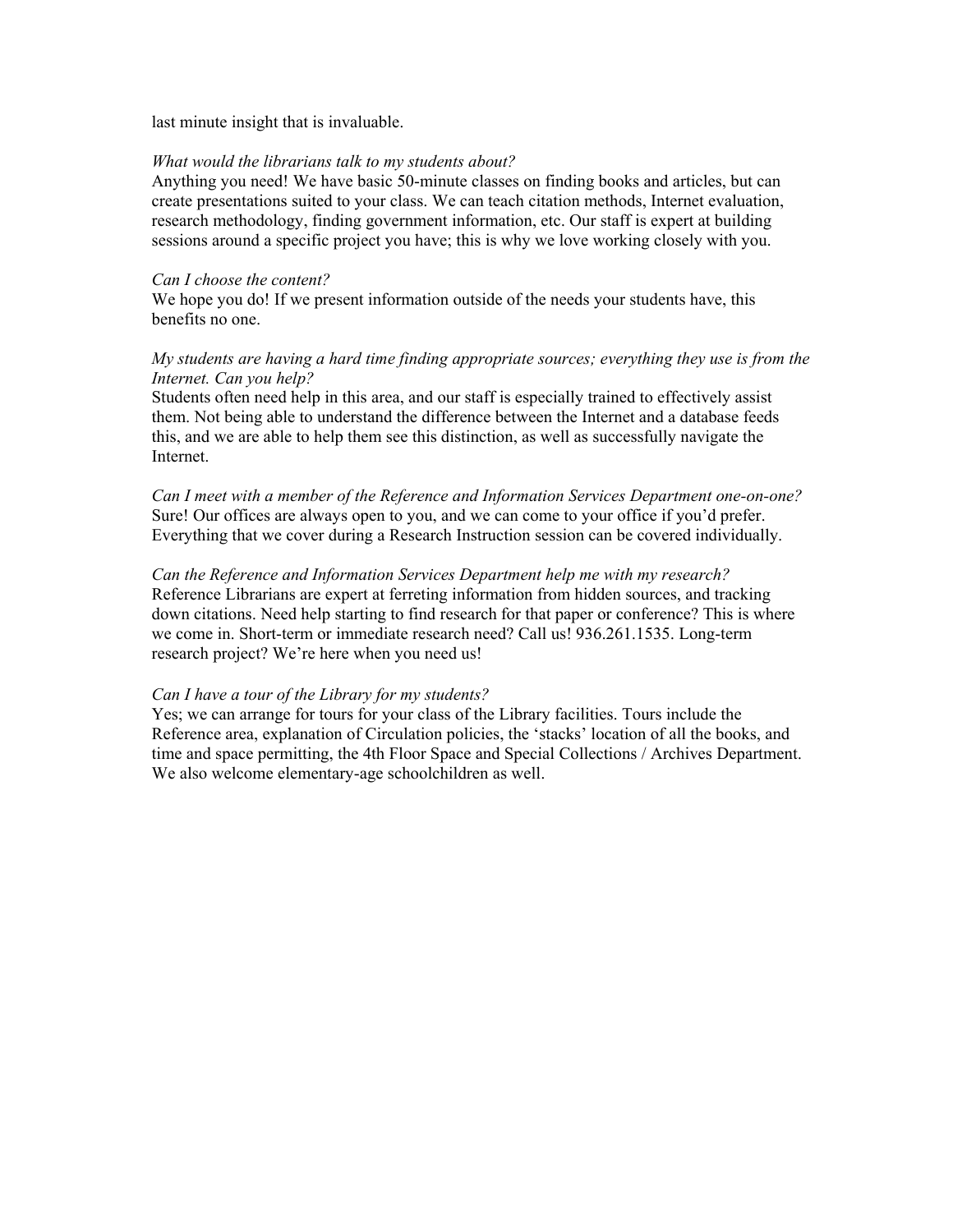last minute insight that is invaluable.

*What would the librarians talk to my students about?*
Anything you need! We have basic 50-minute classes on finding books and articles, but can create presentations suited to your class. We can teach citation methods, Internet evaluation, research methodology, finding government information, etc. Our staff is expert at building sessions around a specific project you have; this is why we love working closely with you.

*Can I choose the content?*
We hope you do! If we present information outside of the needs your students have, this benefits no one.

*My students are having a hard time finding appropriate sources; everything they use is from the Internet. Can you help?*
Students often need help in this area, and our staff is especially trained to effectively assist them. Not being able to understand the difference between the Internet and a database feeds this, and we are able to help them see this distinction, as well as successfully navigate the Internet.

*Can I meet with a member of the Reference and Information Services Department one-on-one?*
Sure! Our offices are always open to you, and we can come to your office if you'd prefer. Everything that we cover during a Research Instruction session can be covered individually.

*Can the Reference and Information Services Department help me with my research?*
Reference Librarians are expert at ferreting information from hidden sources, and tracking down citations. Need help starting to find research for that paper or conference? This is where we come in. Short-term or immediate research need? Call us! 936.261.1535. Long-term research project? We're here when you need us!

*Can I have a tour of the Library for my students?*
Yes; we can arrange for tours for your class of the Library facilities. Tours include the Reference area, explanation of Circulation policies, the 'stacks' location of all the books, and time and space permitting, the 4th Floor Space and Special Collections / Archives Department. We also welcome elementary-age schoolchildren as well.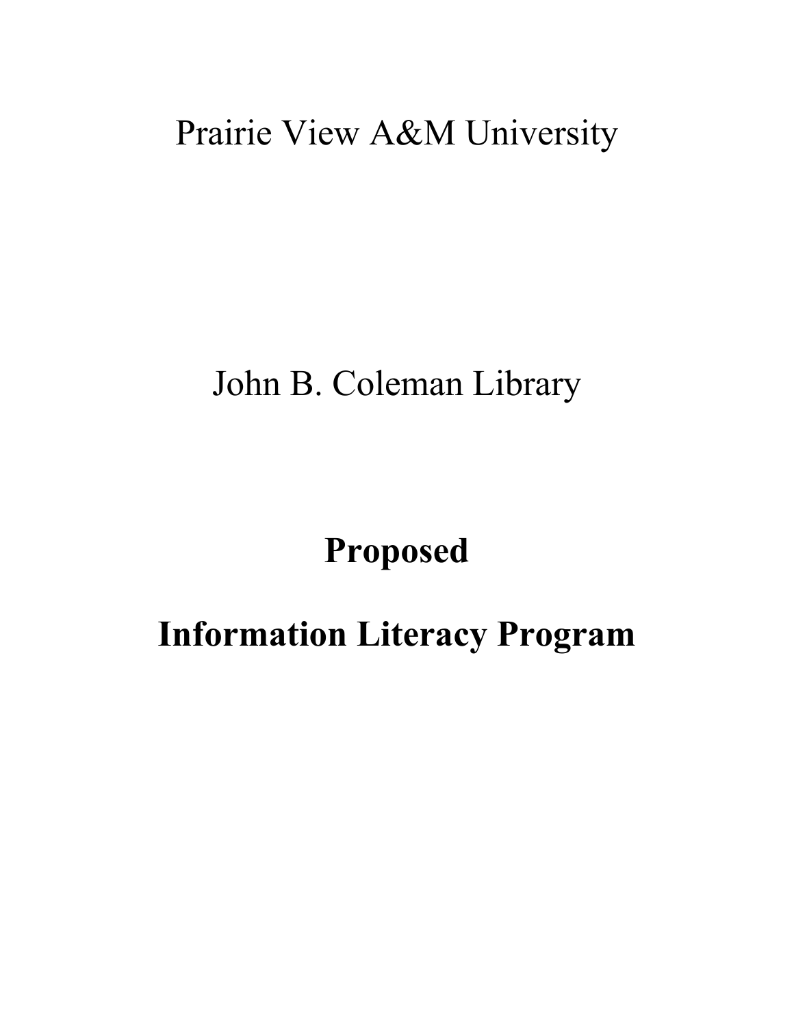Prairie View A&M University

John B. Coleman Library

# Proposed

# Information Literacy Program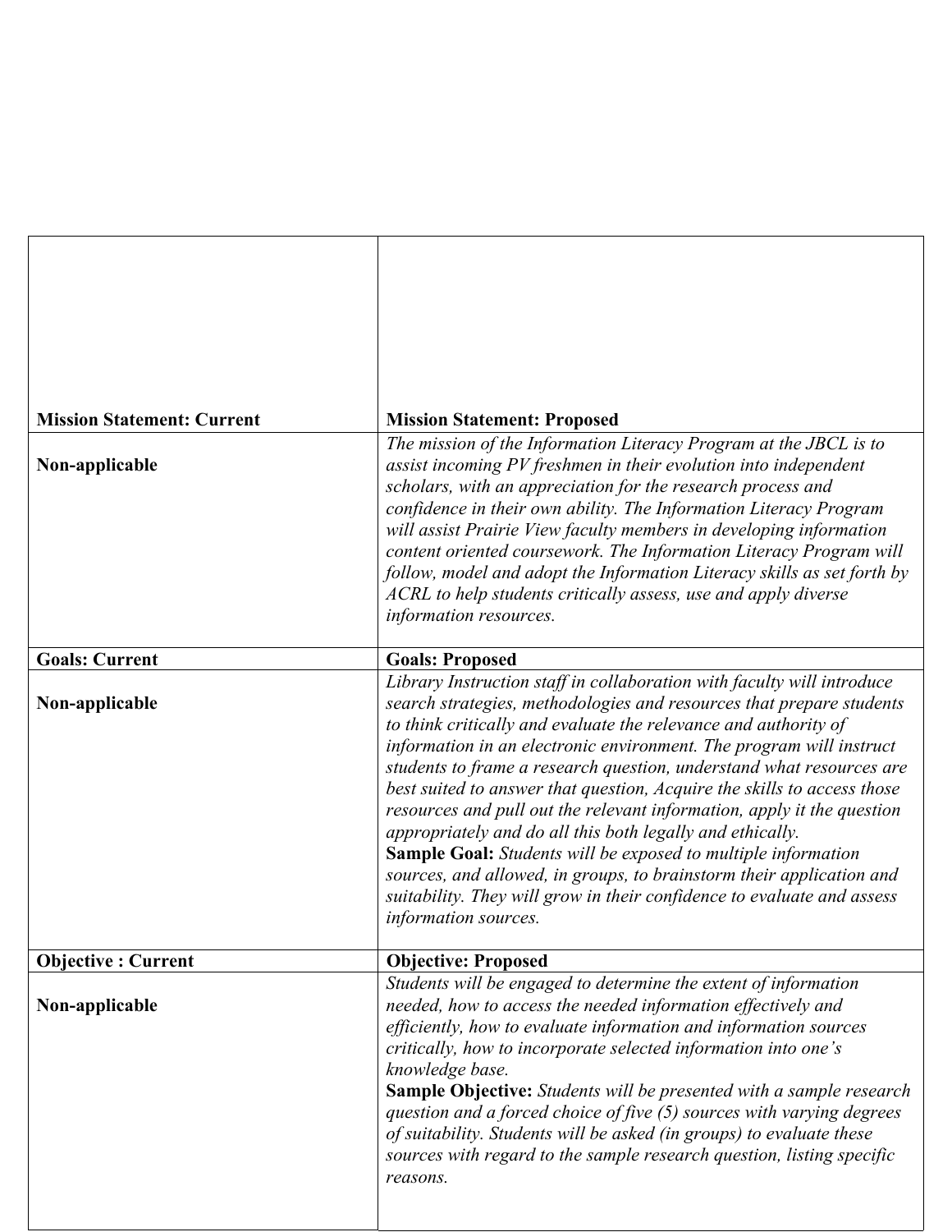| Mission Statement: Current | Mission Statement: Proposed |
|---|---|
| **Non-applicable** | *The mission of the Information Literacy Program at the JBCL is to assist incoming PV freshmen in their evolution into independent scholars, with an appreciation for the research process and confidence in their own ability. The Information Literacy Program will assist Prairie View faculty members in developing information content oriented coursework. The Information Literacy Program will follow, model and adopt the Information Literacy skills as set forth by ACRL to help students critically assess, use and apply diverse information resources.* |
| **Goals: Current** | **Goals: Proposed** |
| **Non-applicable** | *Library Instruction staff in collaboration with faculty will introduce search strategies, methodologies and resources that prepare students to think critically and evaluate the relevance and authority of information in an electronic environment. The program will instruct students to frame a research question, understand what resources are best suited to answer that question, Acquire the skills to access those resources and pull out the relevant information, apply it the question appropriately and do all this both legally and ethically.* <br> **Sample Goal:** *Students will be exposed to multiple information sources, and allowed, in groups, to brainstorm their application and suitability. They will grow in their confidence to evaluate and assess information sources.* |
| **Objective : Current** | **Objective: Proposed** |
| **Non-applicable** | *Students will be engaged to determine the extent of information needed, how to access the needed information effectively and efficiently, how to evaluate information and information sources critically, how to incorporate selected information into one's knowledge base.* <br> **Sample Objective:** *Students will be presented with a sample research question and a forced choice of five (5) sources with varying degrees of suitability. Students will be asked (in groups) to evaluate these sources with regard to the sample research question, listing specific reasons.* |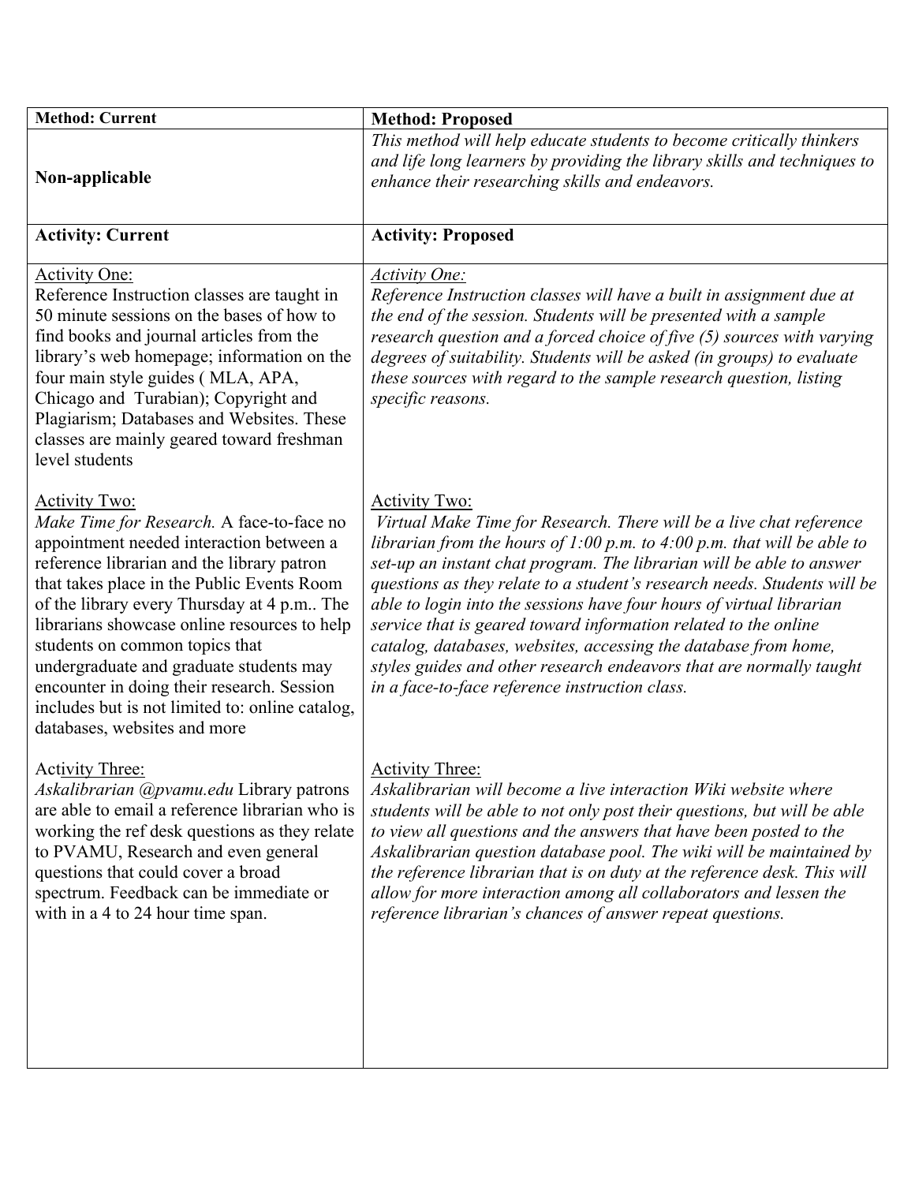| **Method: Current** | **Method: Proposed** |
| --- | --- |
| **Non-applicable** | *This method will help educate students to become critically thinkers and life long learners by providing the library skills and techniques to enhance their researching skills and endeavors.* |
| **Activity: Current** | **Activity: Proposed** |
| Activity One:<br>Reference Instruction classes are taught in 50 minute sessions on the bases of how to find books and journal articles from the library's web homepage; information on the four main style guides ( MLA, APA, Chicago and Turabian); Copyright and Plagiarism; Databases and Websites. These classes are mainly geared toward freshman level students | *Activity One:*<br>*Reference Instruction classes will have a built in assignment due at the end of the session. Students will be presented with a sample research question and a forced choice of five (5) sources with varying degrees of suitability. Students will be asked (in groups) to evaluate these sources with regard to the sample research question, listing specific reasons.* |
| Activity Two:<br>*Make Time for Research.* A face-to-face no appointment needed interaction between a reference librarian and the library patron that takes place in the Public Events Room of the library every Thursday at 4 p.m.. The librarians showcase online resources to help students on common topics that undergraduate and graduate students may encounter in doing their research. Session includes but is not limited to: online catalog, databases, websites and more | Activity Two:<br>*Virtual Make Time for Research. There will be a live chat reference librarian from the hours of 1:00 p.m. to 4:00 p.m. that will be able to set-up an instant chat program. The librarian will be able to answer questions as they relate to a student's research needs. Students will be able to login into the sessions have four hours of virtual librarian service that is geared toward information related to the online catalog, databases, websites, accessing the database from home, styles guides and other research endeavors that are normally taught in a face-to-face reference instruction class.* |
| Activity Three:<br>*Askalibrarian @pvamu.edu* Library patrons are able to email a reference librarian who is working the ref desk questions as they relate to PVAMU, Research and even general questions that could cover a broad spectrum. Feedback can be immediate or with in a 4 to 24 hour time span. | Activity Three:<br>*Askalibrarian will become a live interaction Wiki website where students will be able to not only post their questions, but will be able to view all questions and the answers that have been posted to the Askalibrarian question database pool. The wiki will be maintained by the reference librarian that is on duty at the reference desk. This will allow for more interaction among all collaborators and lessen the reference librarian's chances of answer repeat questions.* |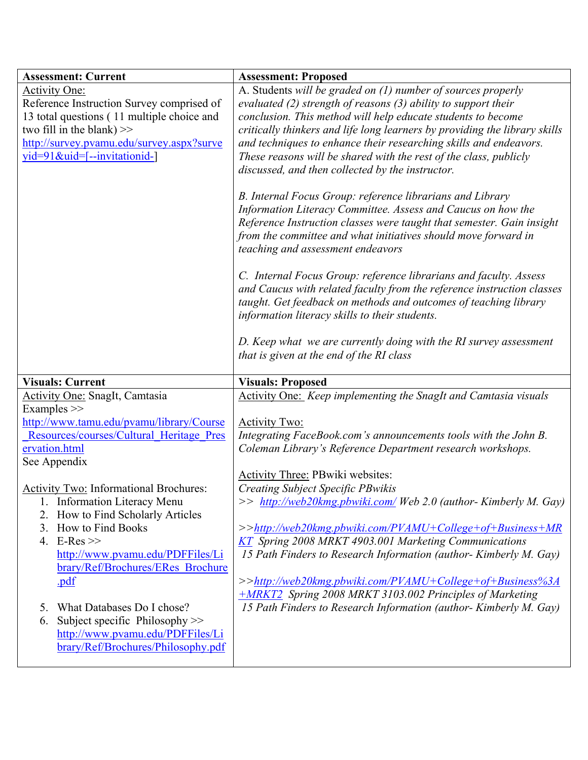| **Assessment: Current** | **Assessment: Proposed** |
|---|---|
| Activity One:<br>Reference Instruction Survey comprised of 13 total questions ( 11 multiple choice and two fill in the blank) >> http://survey.pvamu.edu/survey.aspx?surveyid=91&uid=[--invitationid-] | A. Students *will be graded on (1) number of sources properly evaluated (2) strength of reasons (3) ability to support their conclusion. This method will help educate students to become critically thinkers and life long learners by providing the library skills and techniques to enhance their researching skills and endeavors. These reasons will be shared with the rest of the class, publicly discussed, and then collected by the instructor.*<br><br>*B. Internal Focus Group: reference librarians and Library Information Literacy Committee. Assess and Caucus on how the Reference Instruction classes were taught that semester. Gain insight from the committee and what initiatives should move forward in teaching and assessment endeavors*<br><br>*C. Internal Focus Group: reference librarians and faculty. Assess and Caucus with related faculty from the reference instruction classes taught. Get feedback on methods and outcomes of teaching library information literacy skills to their students.*<br><br>*D. Keep what we are currently doing with the RI survey assessment that is given at the end of the RI class* |
| **Visuals: Current** | **Visuals: Proposed** |
| Activity One: SnagIt, Camtasia<br>Examples >> http://www.tamu.edu/pvamu/library/Course_Resources/courses/Cultural_Heritage_Preservation.html<br>See Appendix<br><br>Activity Two: Informational Brochures:<br>1. Information Literacy Menu<br>2. How to Find Scholarly Articles<br>3. How to Find Books<br>4. E-Res >> http://www.pvamu.edu/PDFFiles/Library/Ref/Brochures/ERes_Brochure.pdf<br>5. What Databases Do I chose?<br>6. Subject specific Philosophy >> http://www.pvamu.edu/PDFFiles/Library/Ref/Brochures/Philosophy.pdf | Activity One: *Keep implementing the SnagIt and Camtasia visuals*<br><br>Activity Two:<br>*Integrating FaceBook.com's announcements tools with the John B. Coleman Library's Reference Department research workshops.*<br><br>Activity Three: PBwiki websites:<br>*Creating Subject Specific PBwikis*<br>*>> http://web20kmg.pbwiki.com/ Web 2.0 (author- Kimberly M. Gay)*<br><br>*>>http://web20kmg.pbwiki.com/PVAMU+College+of+Business+MRKT Spring 2008 MRKT 4903.001 Marketing Communications 15 Path Finders to Research Information (author- Kimberly M. Gay)*<br><br>*>>http://web20kmg.pbwiki.com/PVAMU+College+of+Business%3A+MRKT2 Spring 2008 MRKT 3103.002 Principles of Marketing 15 Path Finders to Research Information (author- Kimberly M. Gay)* |